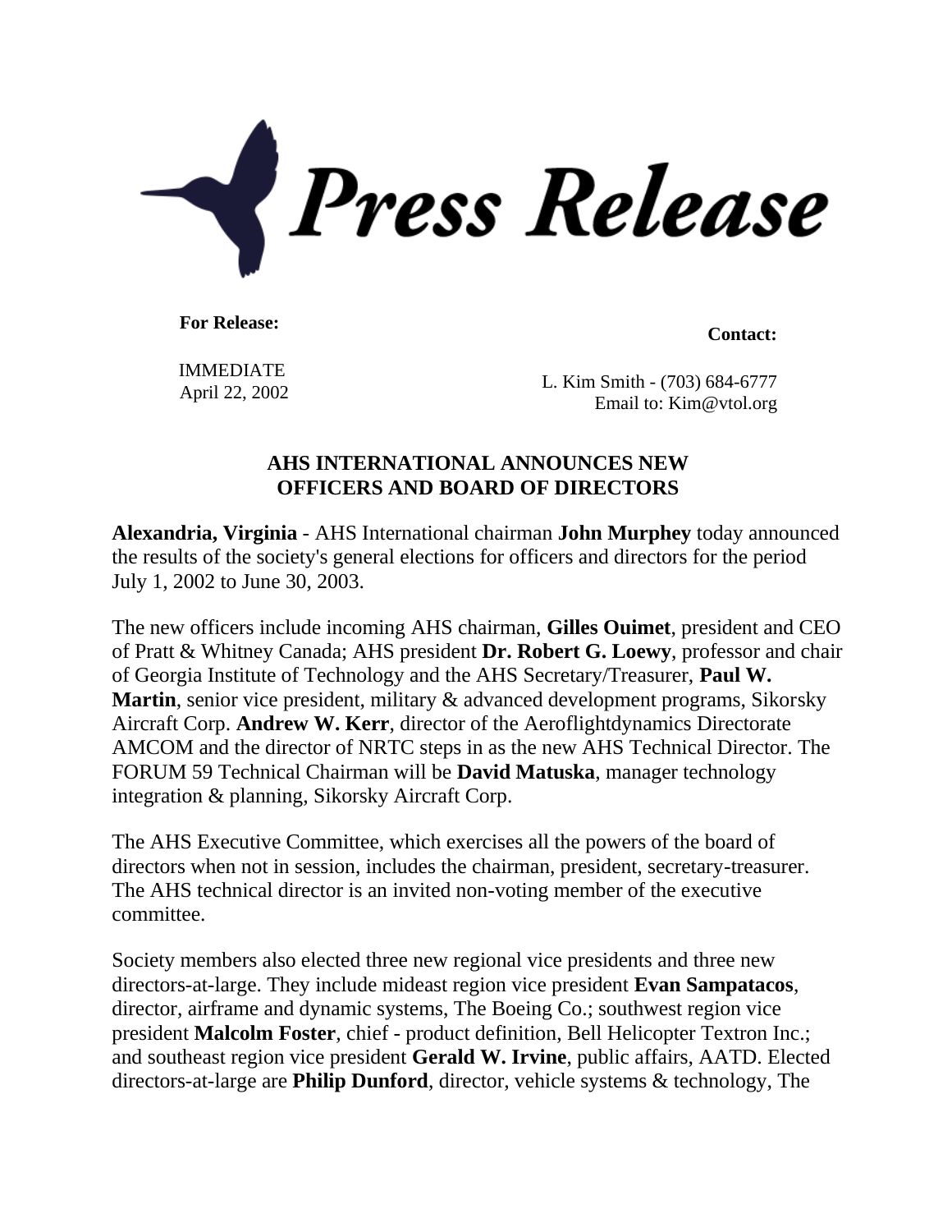# Press Release

**For Release:**

IMMEDIATE
April 22, 2002

**Contact:**

L. Kim Smith - (703) 684-6777
Email to: Kim@vtol.org

## AHS INTERNATIONAL ANNOUNCES NEW OFFICERS AND BOARD OF DIRECTORS

**Alexandria, Virginia** - AHS International chairman **John Murphey** today announced the results of the society's general elections for officers and directors for the period July 1, 2002 to June 30, 2003.

The new officers include incoming AHS chairman, **Gilles Ouimet**, president and CEO of Pratt & Whitney Canada; AHS president **Dr. Robert G. Loewy**, professor and chair of Georgia Institute of Technology and the AHS Secretary/Treasurer, **Paul W. Martin**, senior vice president, military & advanced development programs, Sikorsky Aircraft Corp. **Andrew W. Kerr**, director of the Aeroflightdynamics Directorate AMCOM and the director of NRTC steps in as the new AHS Technical Director. The FORUM 59 Technical Chairman will be **David Matuska**, manager technology integration & planning, Sikorsky Aircraft Corp.

The AHS Executive Committee, which exercises all the powers of the board of directors when not in session, includes the chairman, president, secretary-treasurer. The AHS technical director is an invited non-voting member of the executive committee.

Society members also elected three new regional vice presidents and three new directors-at-large. They include mideast region vice president **Evan Sampatacos**, director, airframe and dynamic systems, The Boeing Co.; southwest region vice president **Malcolm Foster**, chief - product definition, Bell Helicopter Textron Inc.; and southeast region vice president **Gerald W. Irvine**, public affairs, AATD. Elected directors-at-large are **Philip Dunford**, director, vehicle systems & technology, The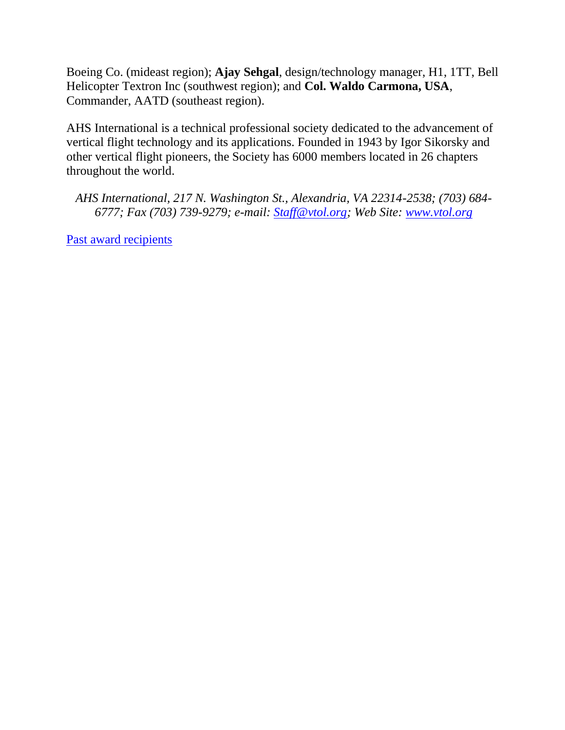Boeing Co. (mideast region); **Ajay Sehgal**, design/technology manager, H1, 1TT, Bell Helicopter Textron Inc (southwest region); and **Col. Waldo Carmona, USA**, Commander, AATD (southeast region).

AHS International is a technical professional society dedicated to the advancement of vertical flight technology and its applications. Founded in 1943 by Igor Sikorsky and other vertical flight pioneers, the Society has 6000 members located in 26 chapters throughout the world.

*AHS International, 217 N. Washington St., Alexandria, VA 22314-2538; (703) 684-6777; Fax (703) 739-9279; e-mail: Staff@vtol.org; Web Site: www.vtol.org*

Past award recipients